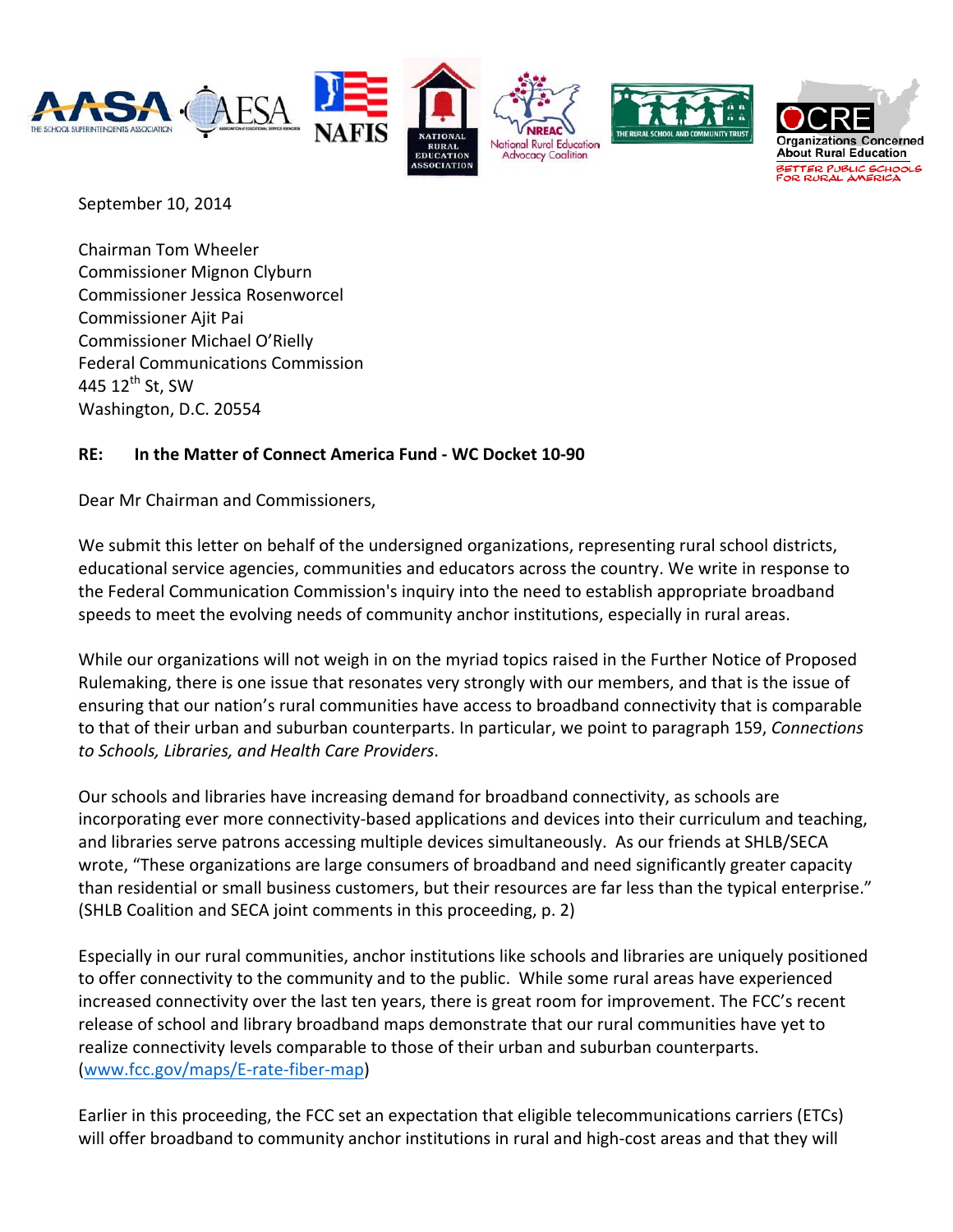September 10, 2014

Chairman Tom Wheeler
Commissioner Mignon Clyburn
Commissioner Jessica Rosenworcel
Commissioner Ajit Pai
Commissioner Michael O'Rielly
Federal Communications Commission
445 12th St, SW
Washington, D.C. 20554

**RE: In the Matter of Connect America Fund - WC Docket 10-90**

Dear Mr Chairman and Commissioners,

We submit this letter on behalf of the undersigned organizations, representing rural school districts, educational service agencies, communities and educators across the country. We write in response to the Federal Communication Commission's inquiry into the need to establish appropriate broadband speeds to meet the evolving needs of community anchor institutions, especially in rural areas.

While our organizations will not weigh in on the myriad topics raised in the Further Notice of Proposed Rulemaking, there is one issue that resonates very strongly with our members, and that is the issue of ensuring that our nation's rural communities have access to broadband connectivity that is comparable to that of their urban and suburban counterparts. In particular, we point to paragraph 159, *Connections to Schools, Libraries, and Health Care Providers*.

Our schools and libraries have increasing demand for broadband connectivity, as schools are incorporating ever more connectivity-based applications and devices into their curriculum and teaching, and libraries serve patrons accessing multiple devices simultaneously. As our friends at SHLB/SECA wrote, "These organizations are large consumers of broadband and need significantly greater capacity than residential or small business customers, but their resources are far less than the typical enterprise." (SHLB Coalition and SECA joint comments in this proceeding, p. 2)

Especially in our rural communities, anchor institutions like schools and libraries are uniquely positioned to offer connectivity to the community and to the public. While some rural areas have experienced increased connectivity over the last ten years, there is great room for improvement. The FCC's recent release of school and library broadband maps demonstrate that our rural communities have yet to realize connectivity levels comparable to those of their urban and suburban counterparts. (www.fcc.gov/maps/E-rate-fiber-map)

Earlier in this proceeding, the FCC set an expectation that eligible telecommunications carriers (ETCs) will offer broadband to community anchor institutions in rural and high-cost areas and that they will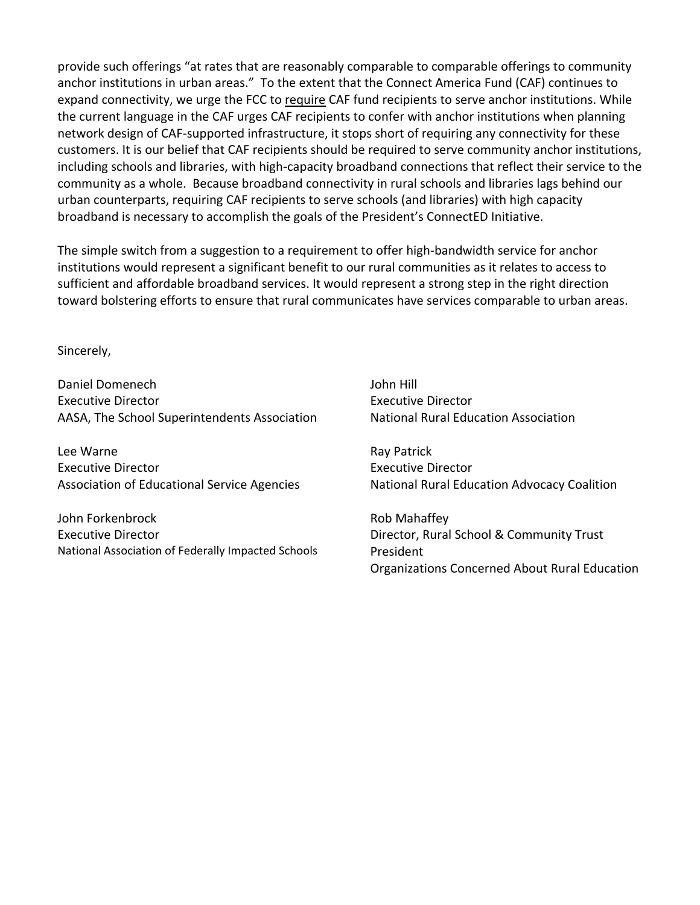provide such offerings "at rates that are reasonably comparable to comparable offerings to community anchor institutions in urban areas." To the extent that the Connect America Fund (CAF) continues to expand connectivity, we urge the FCC to <u>require</u> CAF fund recipients to serve anchor institutions. While the current language in the CAF urges CAF recipients to confer with anchor institutions when planning network design of CAF-supported infrastructure, it stops short of requiring any connectivity for these customers. It is our belief that CAF recipients should be required to serve community anchor institutions, including schools and libraries, with high-capacity broadband connections that reflect their service to the community as a whole. Because broadband connectivity in rural schools and libraries lags behind our urban counterparts, requiring CAF recipients to serve schools (and libraries) with high capacity broadband is necessary to accomplish the goals of the President's ConnectED Initiative.

The simple switch from a suggestion to a requirement to offer high-bandwidth service for anchor institutions would represent a significant benefit to our rural communities as it relates to access to sufficient and affordable broadband services. It would represent a strong step in the right direction toward bolstering efforts to ensure that rural communicates have services comparable to urban areas.

Sincerely,

Daniel Domenech
Executive Director
AASA, The School Superintendents Association

Lee Warne
Executive Director
Association of Educational Service Agencies

John Forkenbrock
Executive Director
National Association of Federally Impacted Schools

John Hill
Executive Director
National Rural Education Association

Ray Patrick
Executive Director
National Rural Education Advocacy Coalition

Rob Mahaffey
Director, Rural School & Community Trust
President
Organizations Concerned About Rural Education